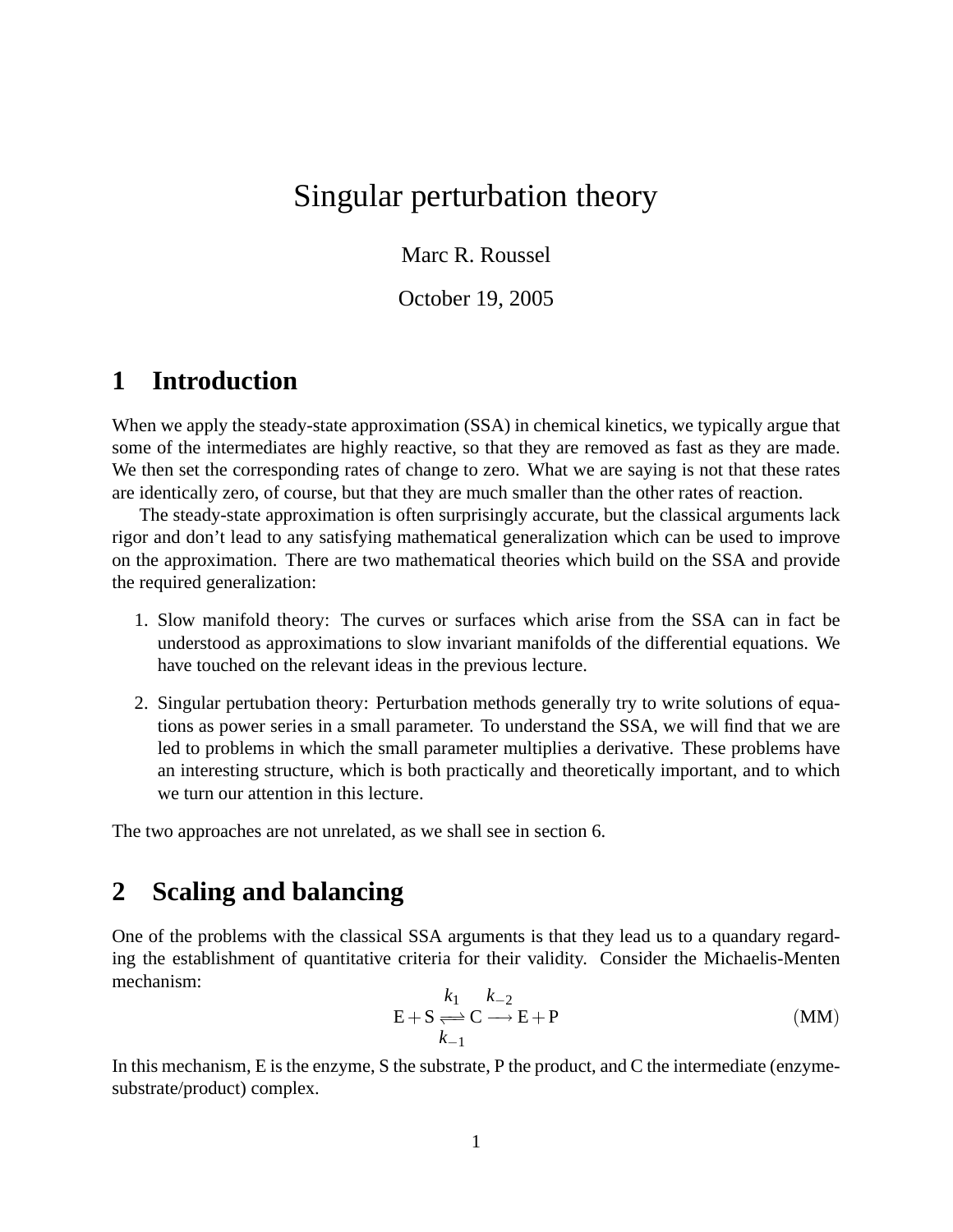# Singular perturbation theory

Marc R. Roussel

October 19, 2005

## 1 Introduction

When we apply the steady-state approximation (SSA) in chemical kinetics, we typically argue that some of the intermediates are highly reactive, so that they are removed as fast as they are made. We then set the corresponding rates of change to zero. What we are saying is not that these rates are identically zero, of course, but that they are much smaller than the other rates of reaction.

The steady-state approximation is often surprisingly accurate, but the classical arguments lack rigor and don't lead to any satisfying mathematical generalization which can be used to improve on the approximation. There are two mathematical theories which build on the SSA and provide the required generalization:

1. Slow manifold theory: The curves or surfaces which arise from the SSA can in fact be understood as approximations to slow invariant manifolds of the differential equations. We have touched on the relevant ideas in the previous lecture.

2. Singular pertubation theory: Perturbation methods generally try to write solutions of equations as power series in a small parameter. To understand the SSA, we will find that we are led to problems in which the small parameter multiplies a derivative. These problems have an interesting structure, which is both practically and theoretically important, and to which we turn our attention in this lecture.

The two approaches are not unrelated, as we shall see in section 6.

## 2 Scaling and balancing

One of the problems with the classical SSA arguments is that they lead us to a quandary regarding the establishment of quantitative criteria for their validity. Consider the Michaelis-Menten mechanism:

$$\mathrm{E} + \mathrm{S} \underset{k_{-1}}{\overset{k_1}{\rightleftharpoons}} \mathrm{C} \overset{k_{-2}}{\longrightarrow} \mathrm{E} + \mathrm{P} \tag{MM}$$

In this mechanism, E is the enzyme, S the substrate, P the product, and C the intermediate (enzyme-substrate/product) complex.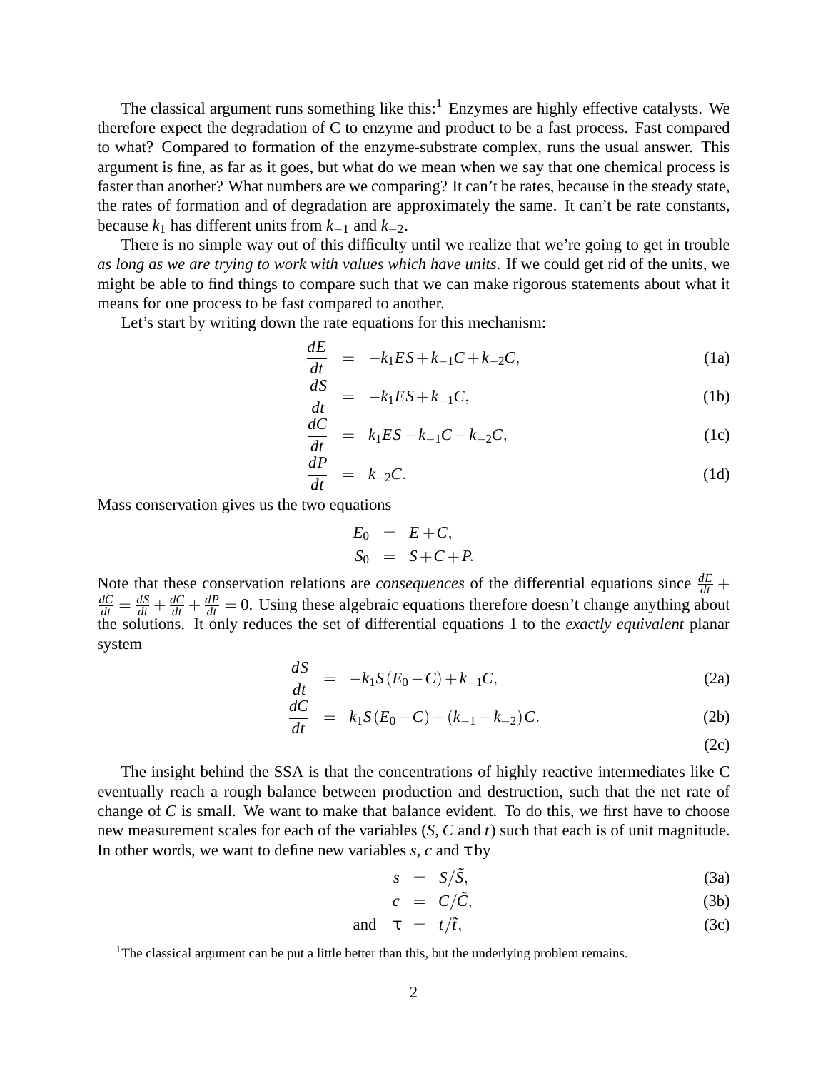The classical argument runs something like this:[1] Enzymes are highly effective catalysts. We therefore expect the degradation of C to enzyme and product to be a fast process. Fast compared to what? Compared to formation of the enzyme-substrate complex, runs the usual answer. This argument is fine, as far as it goes, but what do we mean when we say that one chemical process is faster than another? What numbers are we comparing? It can't be rates, because in the steady state, the rates of formation and of degradation are approximately the same. It can't be rate constants, because $k_1$ has different units from $k_{-1}$ and $k_{-2}$.

There is no simple way out of this difficulty until we realize that we're going to get in trouble *as long as we are trying to work with values which have units.* If we could get rid of the units, we might be able to find things to compare such that we can make rigorous statements about what it means for one process to be fast compared to another.

Let's start by writing down the rate equations for this mechanism:

$$\frac{dE}{dt} = -k_1 ES + k_{-1}C + k_{-2}C, \tag{1a}$$

$$\frac{dS}{dt} = -k_1 ES + k_{-1}C, \tag{1b}$$

$$\frac{dC}{dt} = k_1 ES - k_{-1}C - k_{-2}C, \tag{1c}$$

$$\frac{dP}{dt} = k_{-2}C. \tag{1d}$$

Mass conservation gives us the two equations

$$E_0 = E + C,$$
$$S_0 = S + C + P.$$

Note that these conservation relations are *consequences* of the differential equations since $\frac{dE}{dt} + \frac{dC}{dt} = \frac{dS}{dt} + \frac{dC}{dt} + \frac{dP}{dt} = 0$. Using these algebraic equations therefore doesn't change anything about the solutions. It only reduces the set of differential equations 1 to the *exactly equivalent* planar system

$$\frac{dS}{dt} = -k_1 S(E_0 - C) + k_{-1}C, \tag{2a}$$

$$\frac{dC}{dt} = k_1 S(E_0 - C) - (k_{-1} + k_{-2})C. \tag{2b}$$

$$\tag{2c}$$

The insight behind the SSA is that the concentrations of highly reactive intermediates like C eventually reach a rough balance between production and destruction, such that the net rate of change of $C$ is small. We want to make that balance evident. To do this, we first have to choose new measurement scales for each of the variables ($S$, $C$ and $t$) such that each is of unit magnitude. In other words, we want to define new variables $s$, $c$ and $\tau$ by

$$s = S/\tilde{S}, \tag{3a}$$

$$c = C/\tilde{C}, \tag{3b}$$

$$\text{and} \quad \tau = t/\tilde{t}, \tag{3c}$$

[1] The classical argument can be put a little better than this, but the underlying problem remains.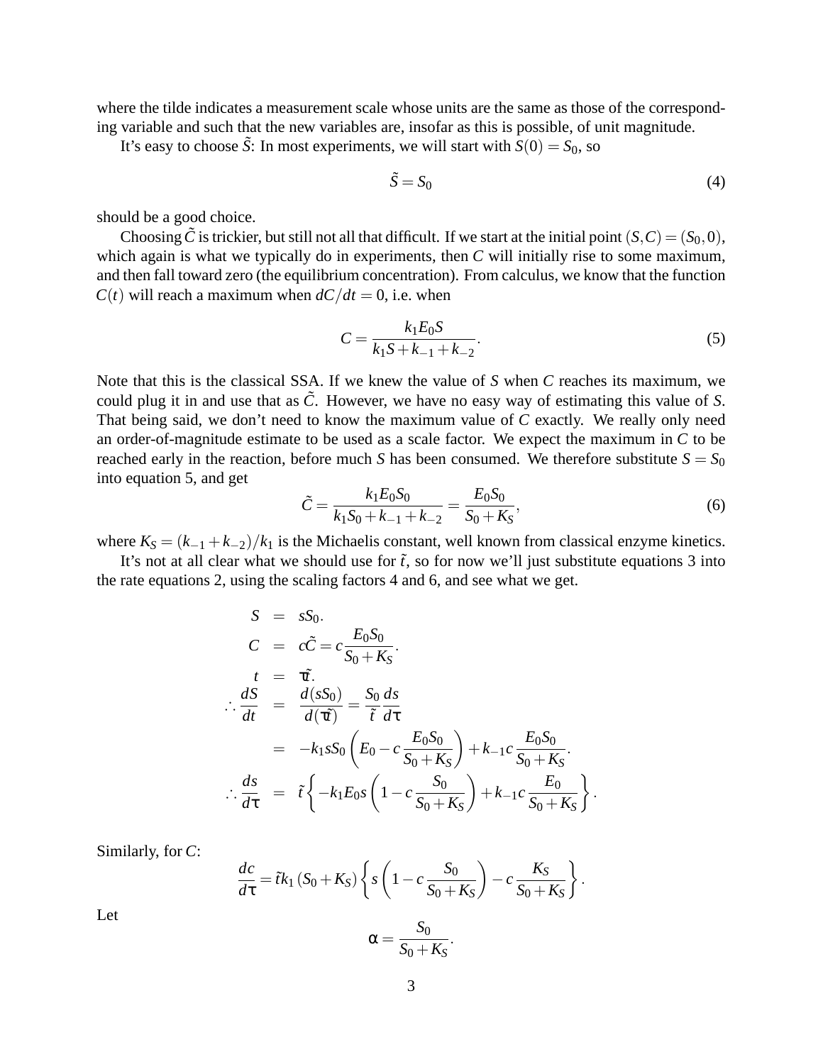where the tilde indicates a measurement scale whose units are the same as those of the corresponding variable and such that the new variables are, insofar as this is possible, of unit magnitude.

It's easy to choose $\tilde{S}$: In most experiments, we will start with $S(0) = S_0$, so

$$\tilde{S} = S_0 \tag{4}$$

should be a good choice.

Choosing $\tilde{C}$ is trickier, but still not all that difficult. If we start at the initial point $(S, C) = (S_0, 0)$, which again is what we typically do in experiments, then $C$ will initially rise to some maximum, and then fall toward zero (the equilibrium concentration). From calculus, we know that the function $C(t)$ will reach a maximum when $dC/dt = 0$, i.e. when

$$C = \frac{k_1 E_0 S}{k_1 S + k_{-1} + k_{-2}}. \tag{5}$$

Note that this is the classical SSA. If we knew the value of $S$ when $C$ reaches its maximum, we could plug it in and use that as $\tilde{C}$. However, we have no easy way of estimating this value of $S$. That being said, we don't need to know the maximum value of $C$ exactly. We really only need an order-of-magnitude estimate to be used as a scale factor. We expect the maximum in $C$ to be reached early in the reaction, before much $S$ has been consumed. We therefore substitute $S = S_0$ into equation 5, and get

$$\tilde{C} = \frac{k_1 E_0 S_0}{k_1 S_0 + k_{-1} + k_{-2}} = \frac{E_0 S_0}{S_0 + K_S}, \tag{6}$$

where $K_S = (k_{-1} + k_{-2})/k_1$ is the Michaelis constant, well known from classical enzyme kinetics.

It's not at all clear what we should use for $\tilde{t}$, so for now we'll just substitute equations 3 into the rate equations 2, using the scaling factors 4 and 6, and see what we get.

$$\begin{aligned}
S &= sS_0. \\
C &= c\tilde{C} = c\frac{E_0 S_0}{S_0 + K_S}. \\
t &= \tau\tilde{t}. \\
\therefore \frac{dS}{dt} &= \frac{d(sS_0)}{d(\tau\tilde{t})} = \frac{S_0}{\tilde{t}}\frac{ds}{d\tau} \\
&= -k_1 s S_0 \left(E_0 - c\frac{E_0 S_0}{S_0 + K_S}\right) + k_{-1} c \frac{E_0 S_0}{S_0 + K_S}. \\
\therefore \frac{ds}{d\tau} &= \tilde{t}\left\{-k_1 E_0 s \left(1 - c\frac{S_0}{S_0 + K_S}\right) + k_{-1} c \frac{E_0}{S_0 + K_S}\right\}.
\end{aligned}$$

Similarly, for $C$:

$$\frac{dc}{d\tau} = \tilde{t} k_1 (S_0 + K_S) \left\{ s\left(1 - c\frac{S_0}{S_0 + K_S}\right) - c\frac{K_S}{S_0 + K_S}\right\}.$$

Let

$$\alpha = \frac{S_0}{S_0 + K_S}.$$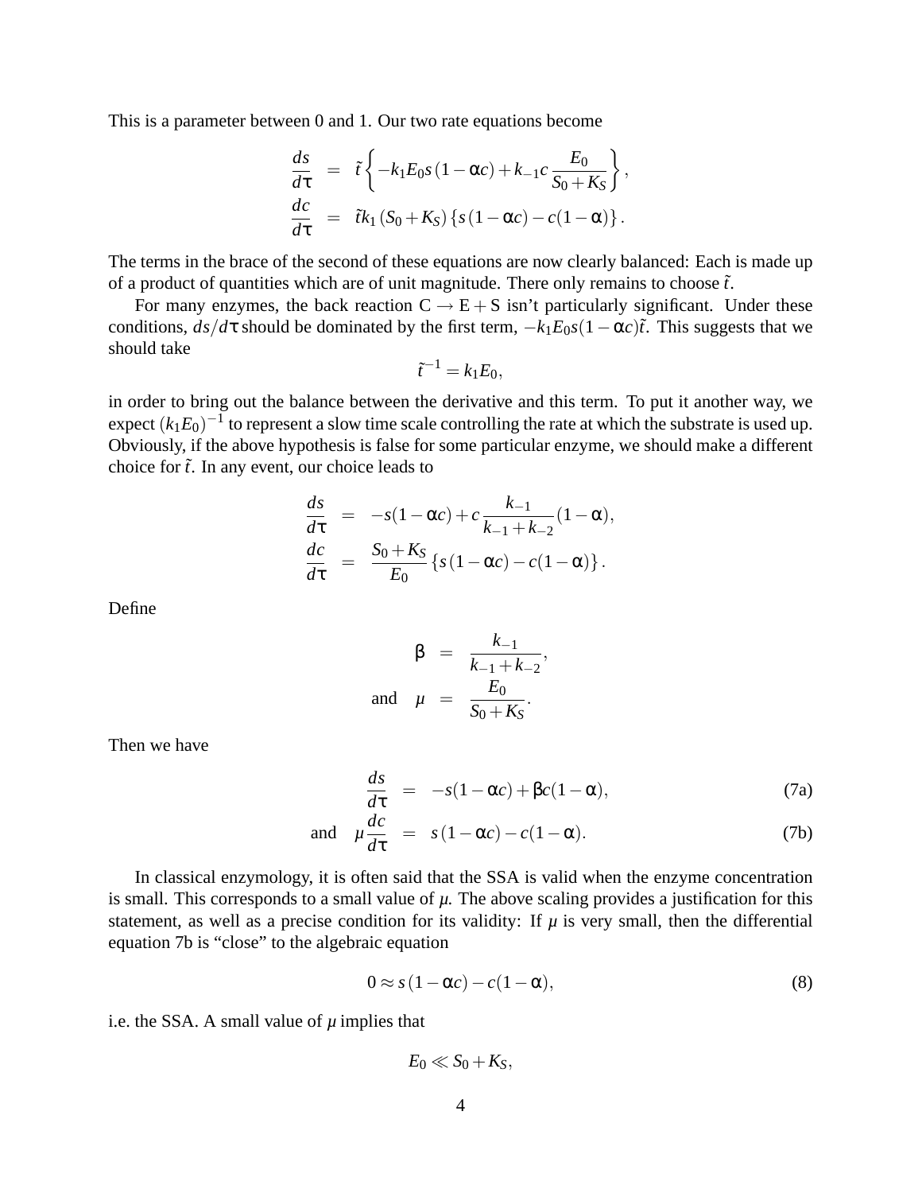This is a parameter between 0 and 1. Our two rate equations become

$$
\begin{aligned}
\frac{ds}{d\tau} &= \tilde{t}\left\{-k_1 E_0 s(1-\alpha c) + k_{-1} c \frac{E_0}{S_0+K_S}\right\}, \\
\frac{dc}{d\tau} &= \tilde{t} k_1 (S_0+K_S)\left\{s(1-\alpha c) - c(1-\alpha)\right\}.
\end{aligned}
$$

The terms in the brace of the second of these equations are now clearly balanced: Each is made up of a product of quantities which are of unit magnitude. There only remains to choose $\tilde{t}$.

For many enzymes, the back reaction $C \to E + S$ isn't particularly significant. Under these conditions, $ds/d\tau$ should be dominated by the first term, $-k_1 E_0 s(1-\alpha c)\tilde{t}$. This suggests that we should take

$$
\tilde{t}^{-1} = k_1 E_0,
$$

in order to bring out the balance between the derivative and this term. To put it another way, we expect $(k_1 E_0)^{-1}$ to represent a slow time scale controlling the rate at which the substrate is used up. Obviously, if the above hypothesis is false for some particular enzyme, we should make a different choice for $\tilde{t}$. In any event, our choice leads to

$$
\begin{aligned}
\frac{ds}{d\tau} &= -s(1-\alpha c) + c\frac{k_{-1}}{k_{-1}+k_{-2}}(1-\alpha), \\
\frac{dc}{d\tau} &= \frac{S_0+K_S}{E_0}\left\{s(1-\alpha c) - c(1-\alpha)\right\}.
\end{aligned}
$$

Define

$$
\begin{aligned}
\beta &= \frac{k_{-1}}{k_{-1}+k_{-2}}, \\
\text{and} \quad \mu &= \frac{E_0}{S_0+K_S}.
\end{aligned}
$$

Then we have

$$
\frac{ds}{d\tau} = -s(1-\alpha c) + \beta c(1-\alpha), \tag{7a}
$$

$$
\text{and} \quad \mu\frac{dc}{d\tau} = s(1-\alpha c) - c(1-\alpha). \tag{7b}
$$

In classical enzymology, it is often said that the SSA is valid when the enzyme concentration is small. This corresponds to a small value of $\mu$. The above scaling provides a justification for this statement, as well as a precise condition for its validity: If $\mu$ is very small, then the differential equation 7b is "close" to the algebraic equation

$$
0 \approx s(1-\alpha c) - c(1-\alpha), \tag{8}
$$

i.e. the SSA. A small value of $\mu$ implies that

$$
E_0 \ll S_0 + K_S,
$$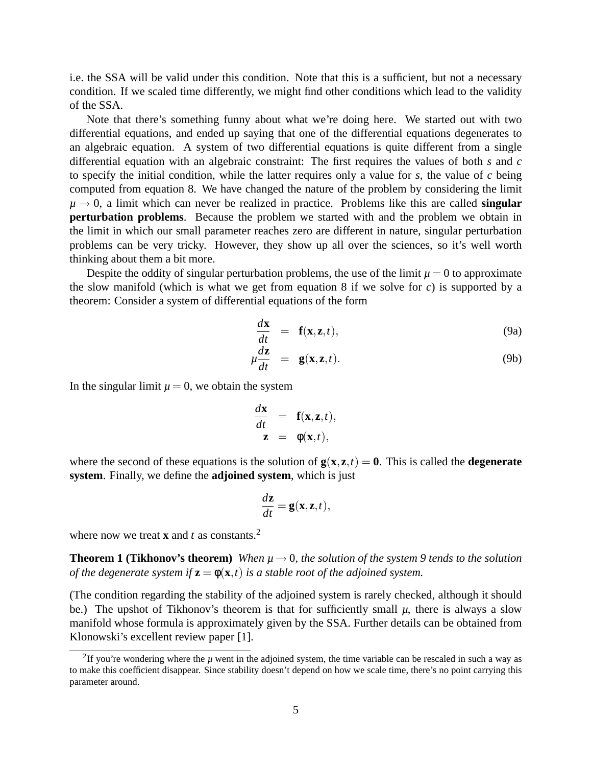i.e. the SSA will be valid under this condition. Note that this is a sufficient, but not a necessary condition. If we scaled time differently, we might find other conditions which lead to the validity of the SSA.

Note that there's something funny about what we're doing here. We started out with two differential equations, and ended up saying that one of the differential equations degenerates to an algebraic equation. A system of two differential equations is quite different from a single differential equation with an algebraic constraint: The first requires the values of both $s$ and $c$ to specify the initial condition, while the latter requires only a value for $s$, the value of $c$ being computed from equation 8. We have changed the nature of the problem by considering the limit $\mu \to 0$, a limit which can never be realized in practice. Problems like this are called **singular perturbation problems**. Because the problem we started with and the problem we obtain in the limit in which our small parameter reaches zero are different in nature, singular perturbation problems can be very tricky. However, they show up all over the sciences, so it's well worth thinking about them a bit more.

Despite the oddity of singular perturbation problems, the use of the limit $\mu = 0$ to approximate the slow manifold (which is what we get from equation 8 if we solve for $c$) is supported by a theorem: Consider a system of differential equations of the form

$$\frac{d\mathbf{x}}{dt} = \mathbf{f}(\mathbf{x}, \mathbf{z}, t), \tag{9a}$$

$$\mu \frac{d\mathbf{z}}{dt} = \mathbf{g}(\mathbf{x}, \mathbf{z}, t). \tag{9b}$$

In the singular limit $\mu = 0$, we obtain the system

$$\begin{aligned} \frac{d\mathbf{x}}{dt} &= \mathbf{f}(\mathbf{x}, \mathbf{z}, t), \\ \mathbf{z} &= \phi(\mathbf{x}, t), \end{aligned}$$

where the second of these equations is the solution of $\mathbf{g}(\mathbf{x}, \mathbf{z}, t) = \mathbf{0}$. This is called the **degenerate system**. Finally, we define the **adjoined system**, which is just

$$\frac{d\mathbf{z}}{dt} = \mathbf{g}(\mathbf{x}, \mathbf{z}, t),$$

where now we treat $\mathbf{x}$ and $t$ as constants.[2]

**Theorem 1 (Tikhonov's theorem)** *When $\mu \to 0$, the solution of the system 9 tends to the solution of the degenerate system if $\mathbf{z} = \phi(\mathbf{x}, t)$ is a stable root of the adjoined system.*

(The condition regarding the stability of the adjoined system is rarely checked, although it should be.) The upshot of Tikhonov's theorem is that for sufficiently small $\mu$, there is always a slow manifold whose formula is approximately given by the SSA. Further details can be obtained from Klonowski's excellent review paper [1].

[2] If you're wondering where the $\mu$ went in the adjoined system, the time variable can be rescaled in such a way as to make this coefficient disappear. Since stability doesn't depend on how we scale time, there's no point carrying this parameter around.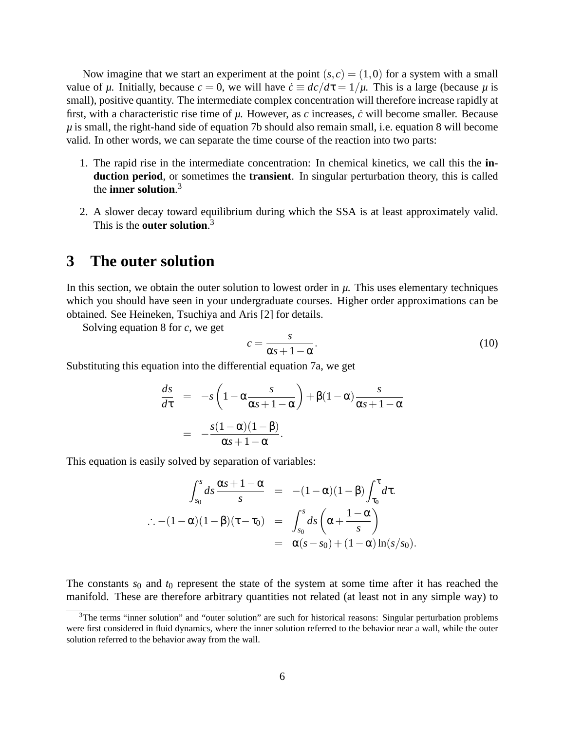Now imagine that we start an experiment at the point $(s,c) = (1,0)$ for a system with a small value of $\mu$. Initially, because $c = 0$, we will have $\dot{c} \equiv dc/d\tau = 1/\mu$. This is a large (because $\mu$ is small), positive quantity. The intermediate complex concentration will therefore increase rapidly at first, with a characteristic rise time of $\mu$. However, as $c$ increases, $\dot{c}$ will become smaller. Because $\mu$ is small, the right-hand side of equation 7b should also remain small, i.e. equation 8 will become valid. In other words, we can separate the time course of the reaction into two parts:

1. The rapid rise in the intermediate concentration: In chemical kinetics, we call this the **induction period**, or sometimes the **transient**. In singular perturbation theory, this is called the **inner solution**.[3]
2. A slower decay toward equilibrium during which the SSA is at least approximately valid. This is the **outer solution**.[3]

## 3 The outer solution

In this section, we obtain the outer solution to lowest order in $\mu$. This uses elementary techniques which you should have seen in your undergraduate courses. Higher order approximations can be obtained. See Heineken, Tsuchiya and Aris [2] for details.

Solving equation 8 for $c$, we get

$$c = \frac{s}{\alpha s + 1 - \alpha}. \tag{10}$$

Substituting this equation into the differential equation 7a, we get

$$\begin{aligned}
\frac{ds}{d\tau} &= -s\left(1 - \alpha\frac{s}{\alpha s + 1 - \alpha}\right) + \beta(1-\alpha)\frac{s}{\alpha s + 1 - \alpha} \\
&= -\frac{s(1-\alpha)(1-\beta)}{\alpha s + 1 - \alpha}.
\end{aligned}$$

This equation is easily solved by separation of variables:

$$\begin{aligned}
\int_{s_0}^{s} ds \frac{\alpha s + 1 - \alpha}{s} &= -(1-\alpha)(1-\beta)\int_{\tau_0}^{\tau} d\tau. \\
\therefore -(1-\alpha)(1-\beta)(\tau - \tau_0) &= \int_{s_0}^{s} ds\left(\alpha + \frac{1-\alpha}{s}\right) \\
&= \alpha(s - s_0) + (1-\alpha)\ln(s/s_0).
\end{aligned}$$

The constants $s_0$ and $t_0$ represent the state of the system at some time after it has reached the manifold. These are therefore arbitrary quantities not related (at least not in any simple way) to

[3] The terms "inner solution" and "outer solution" are such for historical reasons: Singular perturbation problems were first considered in fluid dynamics, where the inner solution referred to the behavior near a wall, while the outer solution referred to the behavior away from the wall.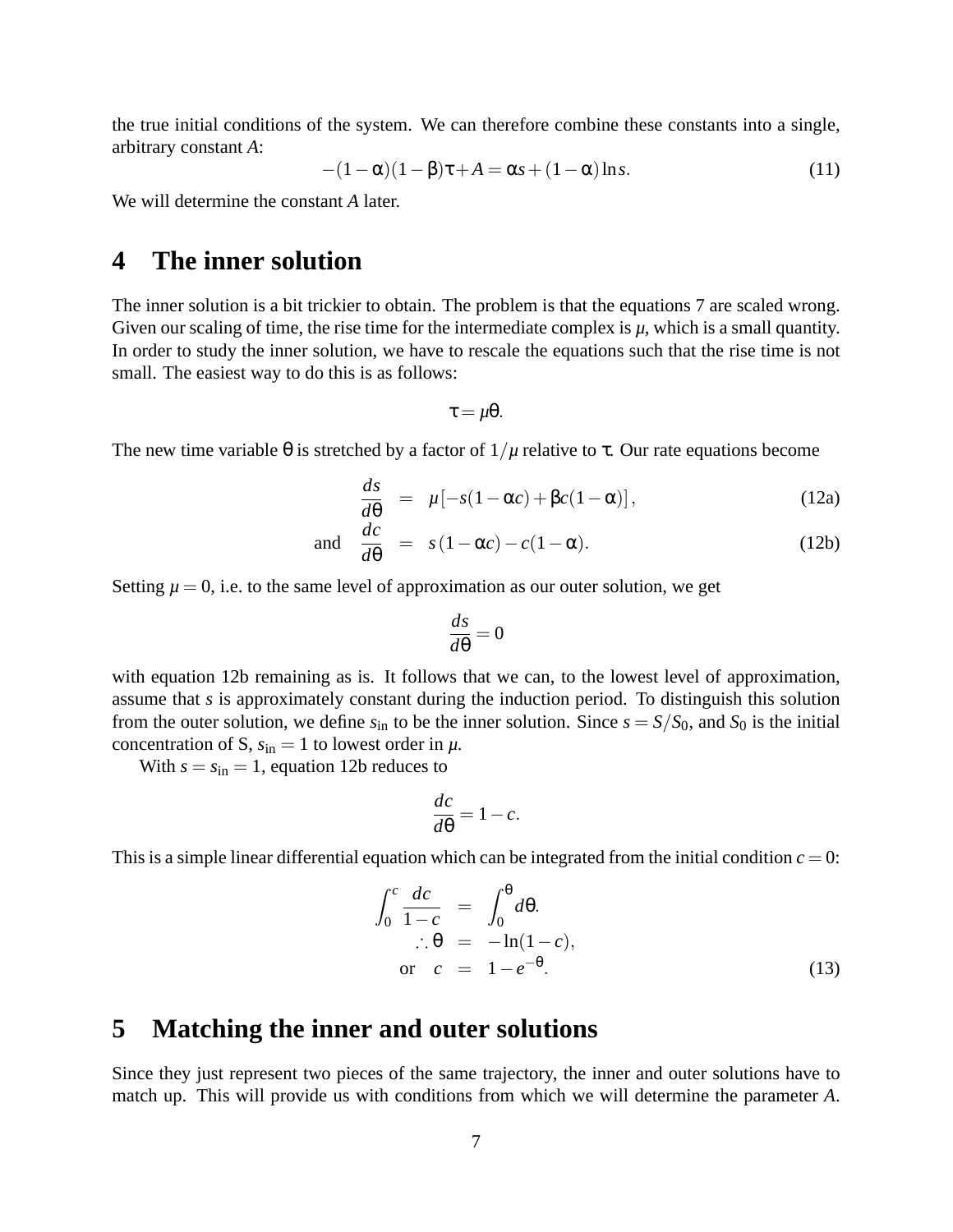the true initial conditions of the system. We can therefore combine these constants into a single, arbitrary constant $A$:

$$-(1-\alpha)(1-\beta)\tau + A = \alpha s + (1-\alpha)\ln s. \tag{11}$$

We will determine the constant $A$ later.

# 4 The inner solution

The inner solution is a bit trickier to obtain. The problem is that the equations 7 are scaled wrong. Given our scaling of time, the rise time for the intermediate complex is $\mu$, which is a small quantity. In order to study the inner solution, we have to rescale the equations such that the rise time is not small. The easiest way to do this is as follows:

$$\tau = \mu\theta.$$

The new time variable $\theta$ is stretched by a factor of $1/\mu$ relative to $\tau$. Our rate equations become

$$\frac{ds}{d\theta} = \mu\left[-s(1-\alpha c) + \beta c(1-\alpha)\right], \tag{12a}$$

$$\text{and} \quad \frac{dc}{d\theta} = s(1-\alpha c) - c(1-\alpha). \tag{12b}$$

Setting $\mu = 0$, i.e. to the same level of approximation as our outer solution, we get

$$\frac{ds}{d\theta} = 0$$

with equation 12b remaining as is. It follows that we can, to the lowest level of approximation, assume that $s$ is approximately constant during the induction period. To distinguish this solution from the outer solution, we define $s_{\text{in}}$ to be the inner solution. Since $s = S/S_0$, and $S_0$ is the initial concentration of S, $s_{\text{in}} = 1$ to lowest order in $\mu$.

With $s = s_{\text{in}} = 1$, equation 12b reduces to

$$\frac{dc}{d\theta} = 1 - c.$$

This is a simple linear differential equation which can be integrated from the initial condition $c = 0$:

$$\int_0^c \frac{dc}{1-c} = \int_0^\theta d\theta.$$

$$\therefore \theta = -\ln(1-c),$$

$$\text{or} \quad c = 1 - e^{-\theta}. \tag{13}$$

# 5 Matching the inner and outer solutions

Since they just represent two pieces of the same trajectory, the inner and outer solutions have to match up. This will provide us with conditions from which we will determine the parameter $A$.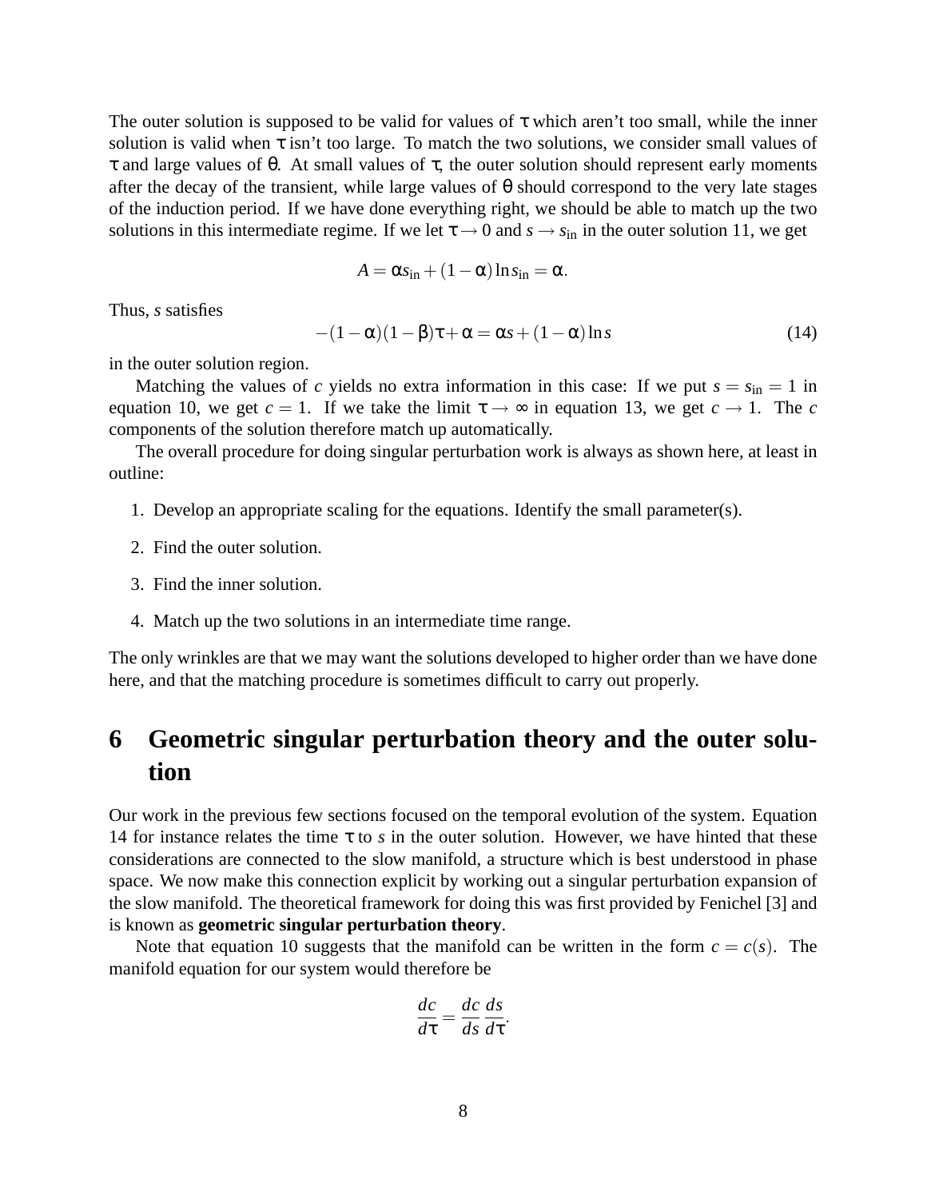The outer solution is supposed to be valid for values of $\tau$ which aren't too small, while the inner solution is valid when $\tau$ isn't too large. To match the two solutions, we consider small values of $\tau$ and large values of $\theta$. At small values of $\tau$, the outer solution should represent early moments after the decay of the transient, while large values of $\theta$ should correspond to the very late stages of the induction period. If we have done everything right, we should be able to match up the two solutions in this intermediate regime. If we let $\tau \to 0$ and $s \to s_{\text{in}}$ in the outer solution 11, we get

$$A = \alpha s_{\text{in}} + (1-\alpha)\ln s_{\text{in}} = \alpha.$$

Thus, $s$ satisfies

$$-(1-\alpha)(1-\beta)\tau + \alpha = \alpha s + (1-\alpha)\ln s \tag{14}$$

in the outer solution region.

Matching the values of $c$ yields no extra information in this case: If we put $s = s_{\text{in}} = 1$ in equation 10, we get $c = 1$. If we take the limit $\tau \to \infty$ in equation 13, we get $c \to 1$. The $c$ components of the solution therefore match up automatically.

The overall procedure for doing singular perturbation work is always as shown here, at least in outline:

1. Develop an appropriate scaling for the equations. Identify the small parameter(s).
2. Find the outer solution.
3. Find the inner solution.
4. Match up the two solutions in an intermediate time range.

The only wrinkles are that we may want the solutions developed to higher order than we have done here, and that the matching procedure is sometimes difficult to carry out properly.

## 6 Geometric singular perturbation theory and the outer solution

Our work in the previous few sections focused on the temporal evolution of the system. Equation 14 for instance relates the time $\tau$ to $s$ in the outer solution. However, we have hinted that these considerations are connected to the slow manifold, a structure which is best understood in phase space. We now make this connection explicit by working out a singular perturbation expansion of the slow manifold. The theoretical framework for doing this was first provided by Fenichel [3] and is known as **geometric singular perturbation theory**.

Note that equation 10 suggests that the manifold can be written in the form $c = c(s)$. The manifold equation for our system would therefore be

$$\frac{dc}{d\tau} = \frac{dc}{ds}\frac{ds}{d\tau}.$$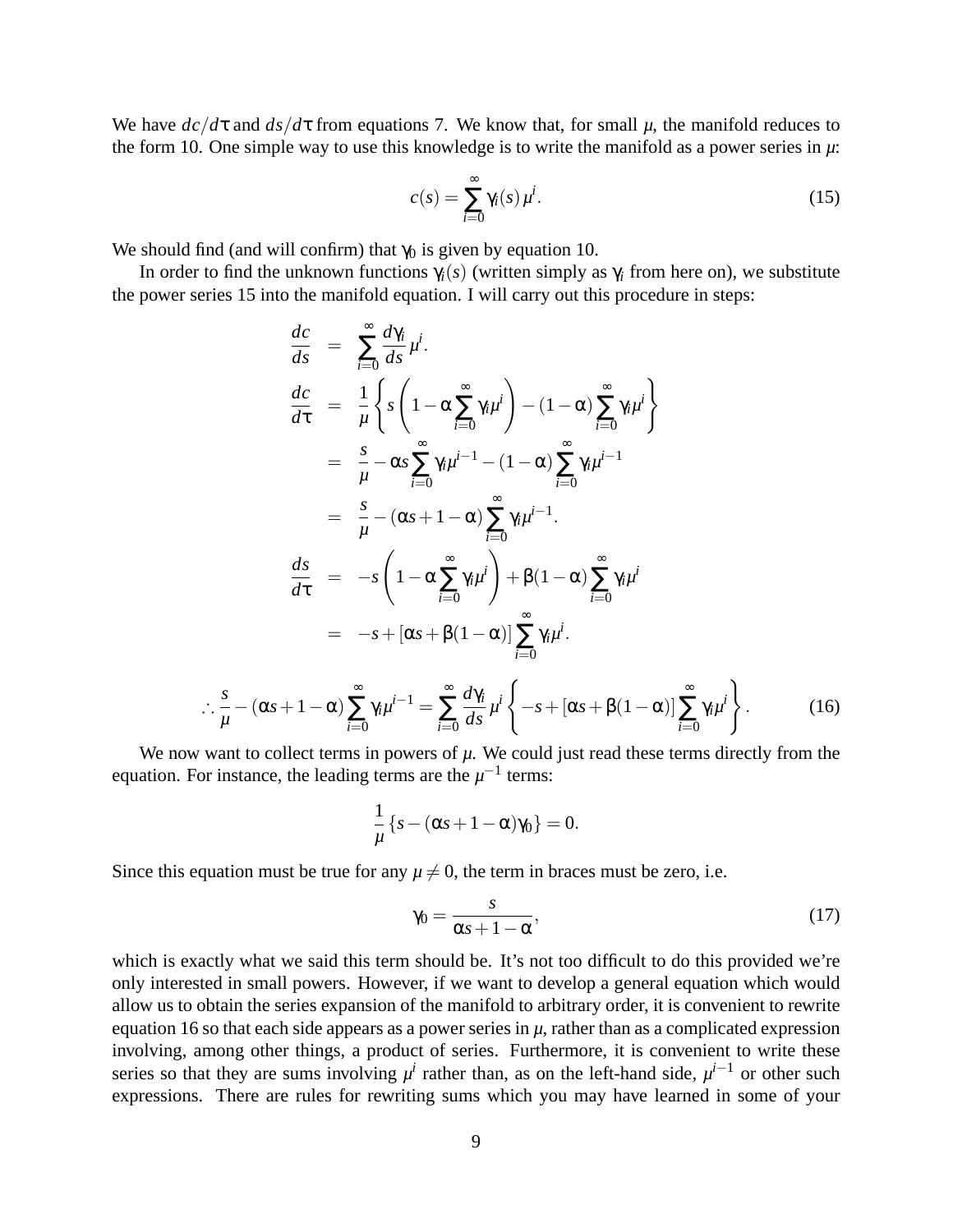We have $dc/d\tau$ and $ds/d\tau$ from equations 7. We know that, for small $\mu$, the manifold reduces to the form 10. One simple way to use this knowledge is to write the manifold as a power series in $\mu$:

$$c(s) = \sum_{i=0}^{\infty} \gamma_i(s)\,\mu^i. \tag{15}$$

We should find (and will confirm) that $\gamma_0$ is given by equation 10.

In order to find the unknown functions $\gamma_i(s)$ (written simply as $\gamma_i$ from here on), we substitute the power series 15 into the manifold equation. I will carry out this procedure in steps:

$$\begin{aligned}
\frac{dc}{ds} &= \sum_{i=0}^{\infty} \frac{d\gamma_i}{ds}\,\mu^i. \\
\frac{dc}{d\tau} &= \frac{1}{\mu}\left\{ s\left(1 - \alpha\sum_{i=0}^{\infty}\gamma_i\mu^i\right) - (1-\alpha)\sum_{i=0}^{\infty}\gamma_i\mu^i \right\} \\
&= \frac{s}{\mu} - \alpha s\sum_{i=0}^{\infty}\gamma_i\mu^{i-1} - (1-\alpha)\sum_{i=0}^{\infty}\gamma_i\mu^{i-1} \\
&= \frac{s}{\mu} - (\alpha s + 1 - \alpha)\sum_{i=0}^{\infty}\gamma_i\mu^{i-1}. \\
\frac{ds}{d\tau} &= -s\left(1 - \alpha\sum_{i=0}^{\infty}\gamma_i\mu^i\right) + \beta(1-\alpha)\sum_{i=0}^{\infty}\gamma_i\mu^i \\
&= -s + [\alpha s + \beta(1-\alpha)]\sum_{i=0}^{\infty}\gamma_i\mu^i.
\end{aligned}$$

$$\therefore \frac{s}{\mu} - (\alpha s + 1 - \alpha)\sum_{i=0}^{\infty}\gamma_i\mu^{i-1} = \sum_{i=0}^{\infty}\frac{d\gamma_i}{ds}\,\mu^i\left\{-s + [\alpha s + \beta(1-\alpha)]\sum_{i=0}^{\infty}\gamma_i\mu^i\right\}. \tag{16}$$

We now want to collect terms in powers of $\mu$. We could just read these terms directly from the equation. For instance, the leading terms are the $\mu^{-1}$ terms:

$$\frac{1}{\mu}\left\{s - (\alpha s + 1 - \alpha)\gamma_0\right\} = 0.$$

Since this equation must be true for any $\mu \neq 0$, the term in braces must be zero, i.e.

$$\gamma_0 = \frac{s}{\alpha s + 1 - \alpha}, \tag{17}$$

which is exactly what we said this term should be. It's not too difficult to do this provided we're only interested in small powers. However, if we want to develop a general equation which would allow us to obtain the series expansion of the manifold to arbitrary order, it is convenient to rewrite equation 16 so that each side appears as a power series in $\mu$, rather than as a complicated expression involving, among other things, a product of series. Furthermore, it is convenient to write these series so that they are sums involving $\mu^i$ rather than, as on the left-hand side, $\mu^{i-1}$ or other such expressions. There are rules for rewriting sums which you may have learned in some of your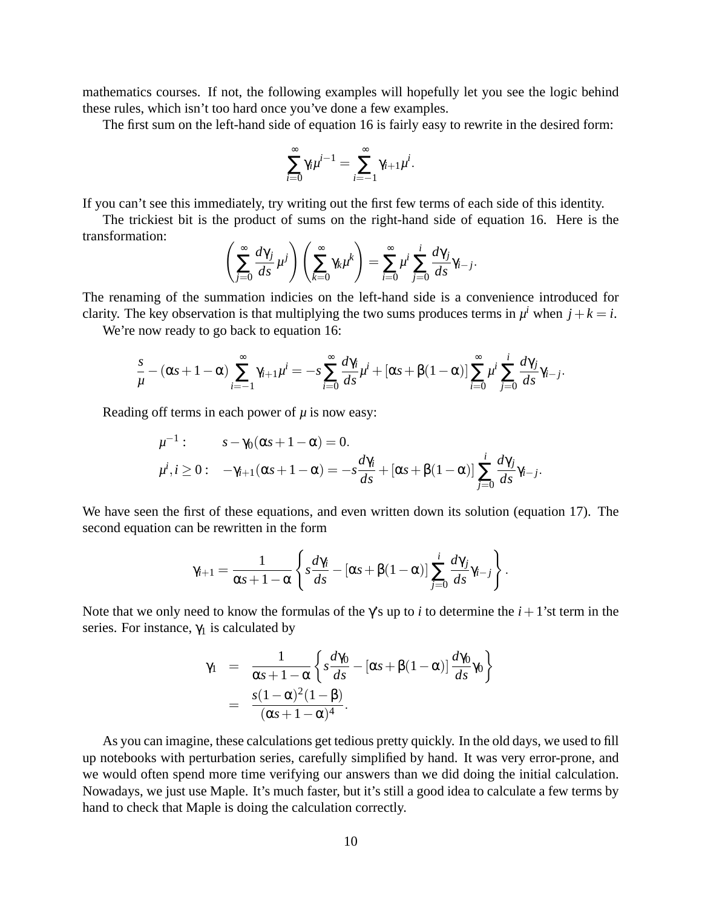mathematics courses. If not, the following examples will hopefully let you see the logic behind these rules, which isn't too hard once you've done a few examples.

The first sum on the left-hand side of equation 16 is fairly easy to rewrite in the desired form:

$$\sum_{i=0}^{\infty} \gamma_i \mu^{i-1} = \sum_{i=-1}^{\infty} \gamma_{i+1} \mu^i.$$

If you can't see this immediately, try writing out the first few terms of each side of this identity.

The trickiest bit is the product of sums on the right-hand side of equation 16. Here is the transformation:

$$\left( \sum_{j=0}^{\infty} \frac{d\gamma_j}{ds} \mu^j \right) \left( \sum_{k=0}^{\infty} \gamma_k \mu^k \right) = \sum_{i=0}^{\infty} \mu^i \sum_{j=0}^{i} \frac{d\gamma_j}{ds} \gamma_{i-j}.$$

The renaming of the summation indicies on the left-hand side is a convenience introduced for clarity. The key observation is that multiplying the two sums produces terms in $\mu^i$ when $j+k=i$.

We're now ready to go back to equation 16:

$$\frac{s}{\mu} - (\alpha s + 1 - \alpha) \sum_{i=-1}^{\infty} \gamma_{i+1} \mu^i = -s \sum_{i=0}^{\infty} \frac{d\gamma_i}{ds} \mu^i + [\alpha s + \beta(1-\alpha)] \sum_{i=0}^{\infty} \mu^i \sum_{j=0}^{i} \frac{d\gamma_j}{ds} \gamma_{i-j}.$$

Reading off terms in each power of $\mu$ is now easy:

$$\begin{aligned} \mu^{-1}: &\quad s - \gamma_0(\alpha s + 1 - \alpha) = 0. \\ \mu^i, i \geq 0: &\quad -\gamma_{i+1}(\alpha s + 1 - \alpha) = -s\frac{d\gamma_i}{ds} + [\alpha s + \beta(1-\alpha)] \sum_{j=0}^{i} \frac{d\gamma_j}{ds} \gamma_{i-j}. \end{aligned}$$

We have seen the first of these equations, and even written down its solution (equation 17). The second equation can be rewritten in the form

$$\gamma_{i+1} = \frac{1}{\alpha s + 1 - \alpha} \left\{ s\frac{d\gamma_i}{ds} - [\alpha s + \beta(1-\alpha)] \sum_{j=0}^{i} \frac{d\gamma_j}{ds} \gamma_{i-j} \right\}.$$

Note that we only need to know the formulas of the $\gamma$'s up to $i$ to determine the $i+1$'st term in the series. For instance, $\gamma_1$ is calculated by

$$\begin{aligned} \gamma_1 &= \frac{1}{\alpha s + 1 - \alpha} \left\{ s\frac{d\gamma_0}{ds} - [\alpha s + \beta(1-\alpha)] \frac{d\gamma_0}{ds} \gamma_0 \right\} \\ &= \frac{s(1-\alpha)^2(1-\beta)}{(\alpha s + 1 - \alpha)^4}. \end{aligned}$$

As you can imagine, these calculations get tedious pretty quickly. In the old days, we used to fill up notebooks with perturbation series, carefully simplified by hand. It was very error-prone, and we would often spend more time verifying our answers than we did doing the initial calculation. Nowadays, we just use Maple. It's much faster, but it's still a good idea to calculate a few terms by hand to check that Maple is doing the calculation correctly.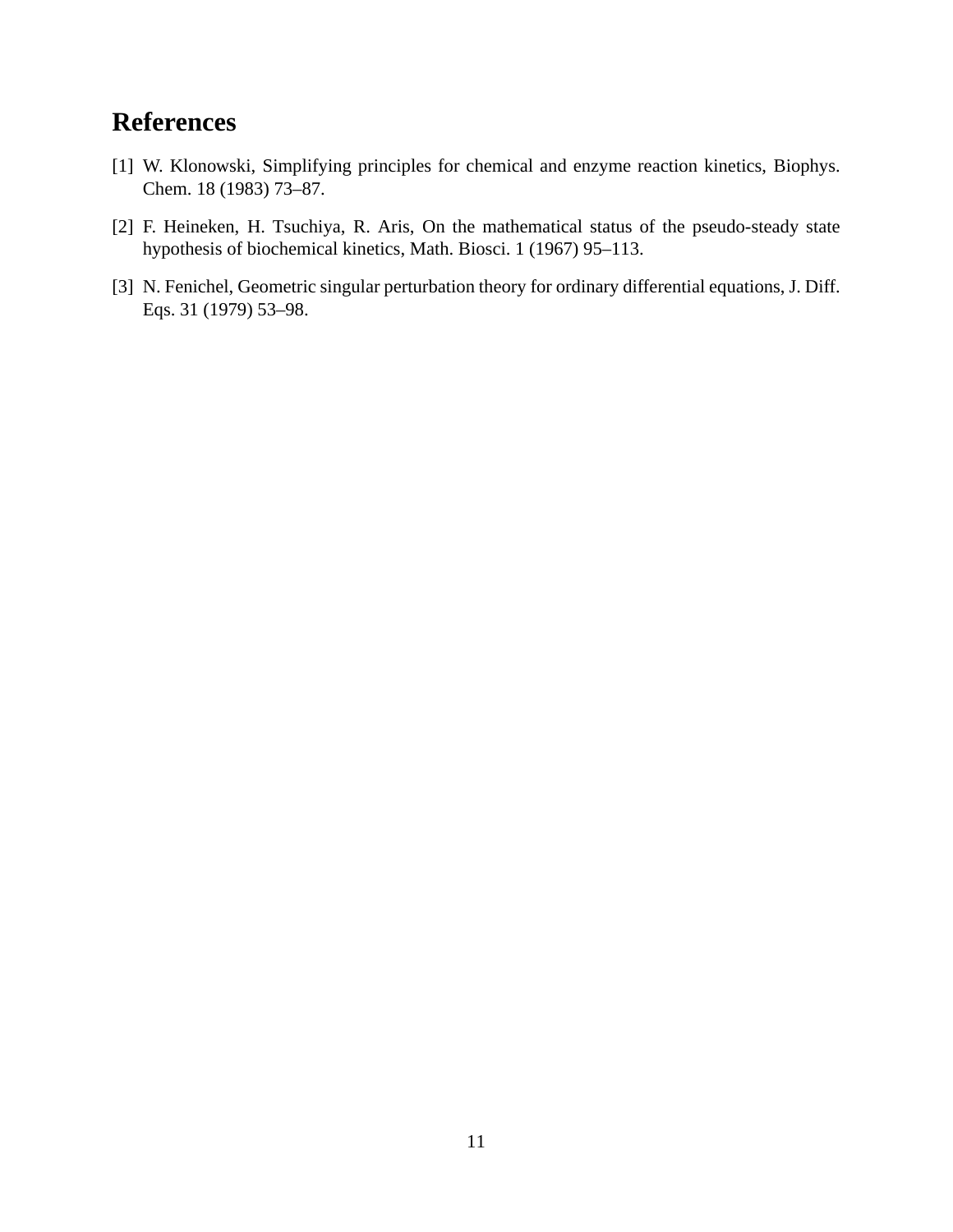## References

[1] W. Klonowski, Simplifying principles for chemical and enzyme reaction kinetics, Biophys. Chem. 18 (1983) 73–87.

[2] F. Heineken, H. Tsuchiya, R. Aris, On the mathematical status of the pseudo-steady state hypothesis of biochemical kinetics, Math. Biosci. 1 (1967) 95–113.

[3] N. Fenichel, Geometric singular perturbation theory for ordinary differential equations, J. Diff. Eqs. 31 (1979) 53–98.